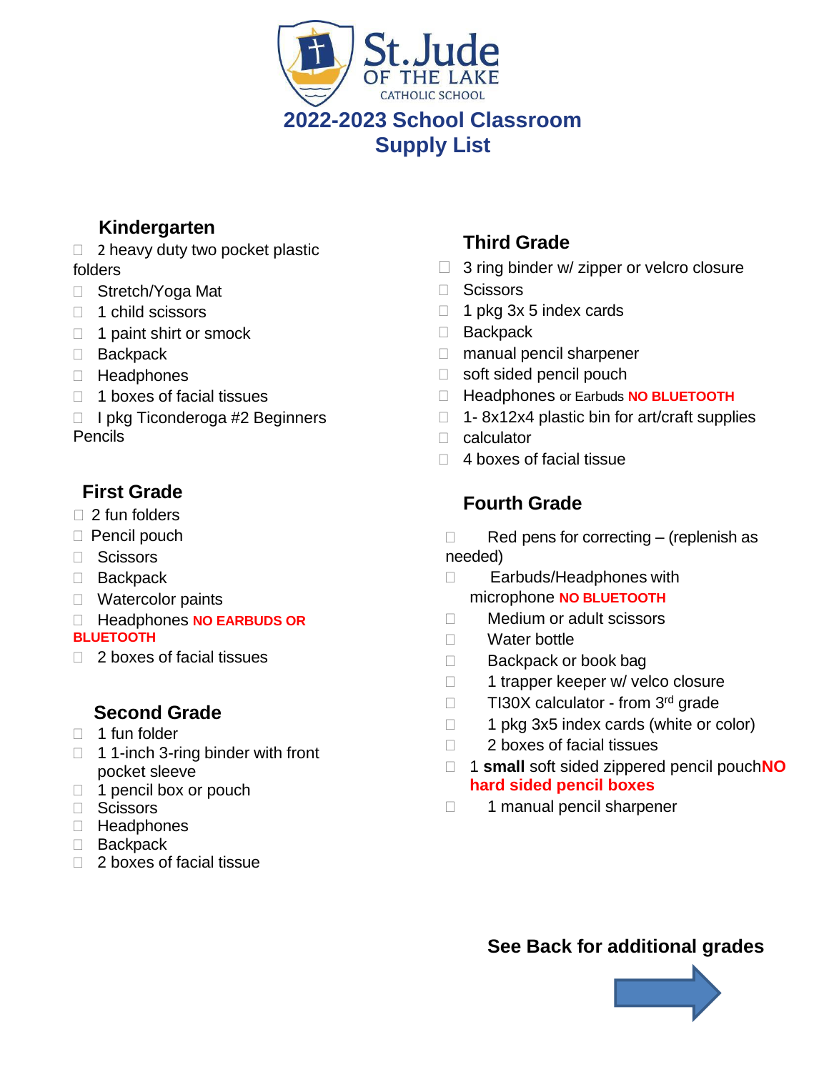# St. Jude OF THE LAKE CATHOLIC SCHOOL

## 2022-2023 School Classroom Supply List

### Kindergarten

- ☐ 2 heavy duty two pocket plastic folders
- ☐ Stretch/Yoga Mat
- ☐ 1 child scissors
- ☐ 1 paint shirt or smock
- ☐ Backpack
- ☐ Headphones
- ☐ 1 boxes of facial tissues
- ☐ I pkg Ticonderoga #2 Beginners Pencils

### First Grade

- ☐ 2 fun folders
- ☐ Pencil pouch
- ☐ Scissors
- ☐ Backpack
- ☐ Watercolor paints
- ☐ Headphones **NO EARBUDS OR BLUETOOTH**
- ☐ 2 boxes of facial tissues

### Second Grade

- ☐ 1 fun folder
- ☐ 1 1-inch 3-ring binder with front pocket sleeve
- ☐ 1 pencil box or pouch
- ☐ Scissors
- ☐ Headphones
- ☐ Backpack
- ☐ 2 boxes of facial tissue

### Third Grade

- ☐ 3 ring binder w/ zipper or velcro closure
- ☐ Scissors
- ☐ 1 pkg 3x 5 index cards
- ☐ Backpack
- ☐ manual pencil sharpener
- ☐ soft sided pencil pouch
- ☐ Headphones or Earbuds **NO BLUETOOTH**
- ☐ 1- 8x12x4 plastic bin for art/craft supplies
- ☐ calculator
- ☐ 4 boxes of facial tissue

### Fourth Grade

- ☐ Red pens for correcting – (replenish as needed)
- ☐ Earbuds/Headphones with microphone **NO BLUETOOTH**
- ☐ Medium or adult scissors
- ☐ Water bottle
- ☐ Backpack or book bag
- ☐ 1 trapper keeper w/ velco closure
- ☐ TI30X calculator - from 3rd grade
- ☐ 1 pkg 3x5 index cards (white or color)
- ☐ 2 boxes of facial tissues
- ☐ 1 **small** soft sided zippered pencil pouch**NO hard sided pencil boxes**
- ☐ 1 manual pencil sharpener

**See Back for additional grades**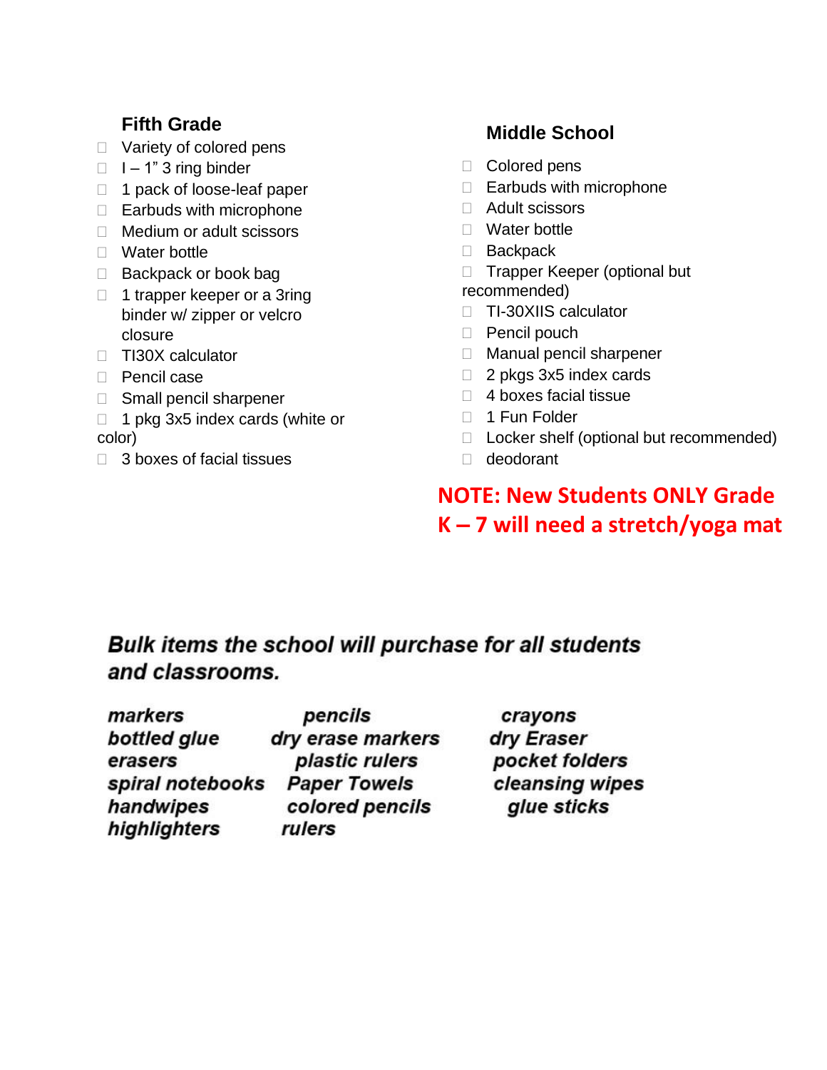## Fifth Grade

- Variety of colored pens
- I – 1" 3 ring binder
- 1 pack of loose-leaf paper
- Earbuds with microphone
- Medium or adult scissors
- Water bottle
- Backpack or book bag
- 1 trapper keeper or a 3ring binder w/ zipper or velcro closure
- TI30X calculator
- Pencil case
- Small pencil sharpener
- 1 pkg 3x5 index cards (white or color)
- 3 boxes of facial tissues

## Middle School

- Colored pens
- Earbuds with microphone
- Adult scissors
- Water bottle
- Backpack
- Trapper Keeper (optional but recommended)
- TI-30XIIS calculator
- Pencil pouch
- Manual pencil sharpener
- 2 pkgs 3x5 index cards
- 4 boxes facial tissue
- 1 Fun Folder
- Locker shelf (optional but recommended)
- deodorant

**NOTE: New Students ONLY Grade K – 7 will need a stretch/yoga mat**

***Bulk items the school will purchase for all students and classrooms.***

| | | |
|---|---|---|
| *markers* | *pencils* | *crayons* |
| *bottled glue* | *dry erase markers* | *dry Eraser* |
| *erasers* | *plastic rulers* | *pocket folders* |
| *spiral notebooks* | *Paper Towels* | *cleansing wipes* |
| *handwipes* | *colored pencils* | *glue sticks* |
| *highlighters* | *rulers* | |